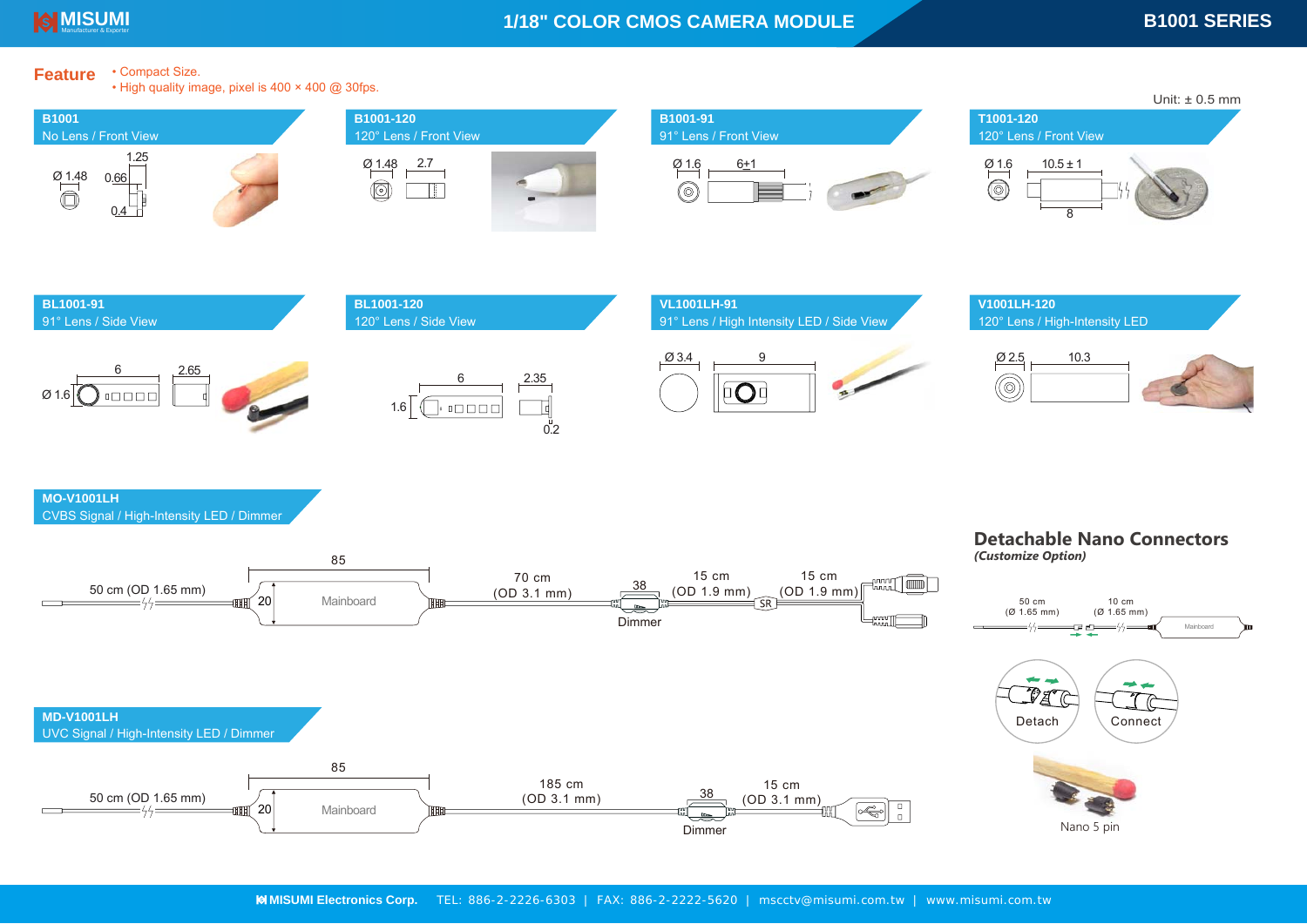# 1/18" COLOR CMOS CAMERA MODULE

## B1001 SERIES

**Feature**
- Compact Size.
- High quality image, pixel is 400 × 400 @ 30fps.

Unit: ± 0.5 mm

### B1001
No Lens / Front View

Ø 1.48, 1.25, 0.66, 0.4

### B1001-120
120° Lens / Front View

Ø 1.48, 2.7

### B1001-91
91° Lens / Front View

Ø 1.6, 6+1

### T1001-120
120° Lens / Front View

Ø 1.6, 10.5 ± 1, 8

### BL1001-91
91° Lens / Side View

Ø 1.6, 6, 2.65

### BL1001-120
120° Lens / Side View

1.6, 6, 2.35, 0.2

### VL1001LH-91
91° Lens / High Intensity LED / Side View

Ø 3.4, 9

### V1001LH-120
120° Lens / High-Intensity LED

Ø 2.5, 10.3

### MO-V1001LH
CVBS Signal / High-Intensity LED / Dimmer

50 cm (OD 1.65 mm), 20, 85, Mainboard, 70 cm (OD 3.1 mm), 38, Dimmer, 15 cm (OD 1.9 mm), SR, 15 cm (OD 1.9 mm)

### MD-V1001LH
UVC Signal / High-Intensity LED / Dimmer

50 cm (OD 1.65 mm), 20, 85, Mainboard, 185 cm (OD 3.1 mm), 38, Dimmer, 15 cm (OD 3.1 mm)

## Detachable Nano Connectors
*(Customize Option)*

50 cm (Ø 1.65 mm), 10 cm (Ø 1.65 mm), Mainboard

Detach | Connect

Nano 5 pin

MISUMI Electronics Corp. TEL: 886-2-2226-6303 | FAX: 886-2-2222-5620 | mscctv@misumi.com.tw | www.misumi.com.tw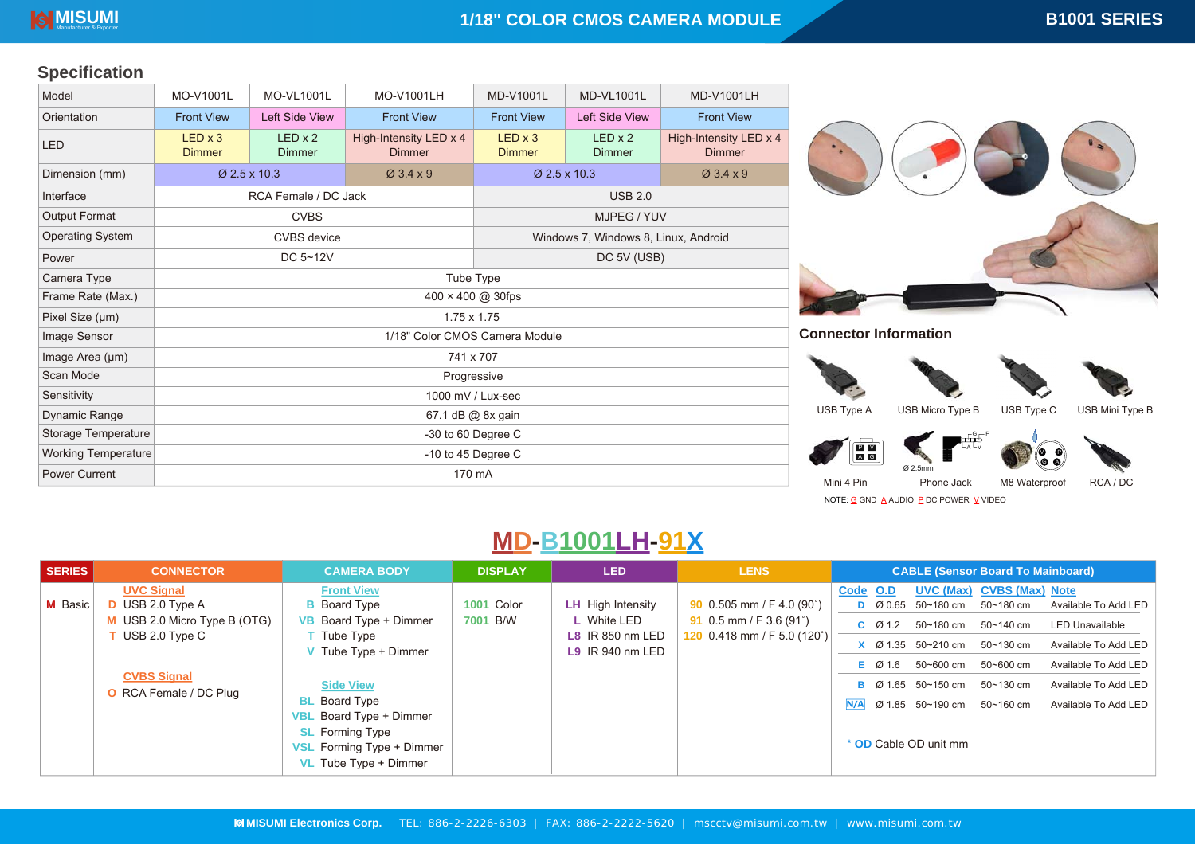# 1/18" COLOR CMOS CAMERA MODULE

**B1001 SERIES**

## Specification

| Model | MO-V1001L | MO-VL1001L | MO-V1001LH | MD-V1001L | MD-VL1001L | MD-V1001LH |
|---|---|---|---|---|---|---|
| Orientation | Front View | Left Side View | Front View | Front View | Left Side View | Front View |
| LED | LED x 3 Dimmer | LED x 2 Dimmer | High-Intensity LED x 4 Dimmer | LED x 3 Dimmer | LED x 2 Dimmer | High-Intensity LED x 4 Dimmer |
| Dimension (mm) | Ø 2.5 x 10.3 | | Ø 3.4 x 9 | Ø 2.5 x 10.3 | | Ø 3.4 x 9 |
| Interface | RCA Female / DC Jack | | | USB 2.0 | | |
| Output Format | CVBS | | | MJPEG / YUV | | |
| Operating System | CVBS device | | | Windows 7, Windows 8, Linux, Android | | |
| Power | DC 5~12V | | | DC 5V (USB) | | |
| Camera Type | Tube Type | | | | | |
| Frame Rate (Max.) | 400 × 400 @ 30fps | | | | | |
| Pixel Size (μm) | 1.75 x 1.75 | | | | | |
| Image Sensor | 1/18" Color CMOS Camera Module | | | | | |
| Image Area (μm) | 741 x 707 | | | | | |
| Scan Mode | Progressive | | | | | |
| Sensitivity | 1000 mV / Lux-sec | | | | | |
| Dynamic Range | 67.1 dB @ 8x gain | | | | | |
| Storage Temperature | -30 to 60 Degree C | | | | | |
| Working Temperature | -10 to 45 Degree C | | | | | |
| Power Current | 170 mA | | | | | |

## Connector Information

USB Type A, USB Micro Type B, USB Type C, USB Mini Type B, Mini 4 Pin, Phone Jack (Ø 2.5mm), M8 Waterproof, RCA / DC

NOTE: G GND A AUDIO P DC POWER V VIDEO

## MD-B1001LH-91X

| SERIES | CONNECTOR | CAMERA BODY | DISPLAY | LED | LENS |
|---|---|---|---|---|---|
| M Basic | **UVC Signal**<br>D USB 2.0 Type A<br>M USB 2.0 Micro Type B (OTG)<br>T USB 2.0 Type C<br><br>**CVBS Signal**<br>O RCA Female / DC Plug | **Front View**<br>B Board Type<br>VB Board Type + Dimmer<br>T Tube Type<br>V Tube Type + Dimmer<br><br>**Side View**<br>BL Board Type<br>VBL Board Type + Dimmer<br>SL Forming Type<br>VSL Forming Type + Dimmer<br>VL Tube Type + Dimmer | 1001 Color<br>7001 B/W | LH High Intensity<br>L White LED<br>L8 IR 850 nm LED<br>L9 IR 940 nm LED | 90 0.505 mm / F 4.0 (90˚)<br>91 0.5 mm / F 3.6 (91˚)<br>120 0.418 mm / F 5.0 (120˚) |

**CABLE (Sensor Board To Mainboard)**

| Code | O.D | UVC (Max) | CVBS (Max) | Note |
|---|---|---|---|---|
| D | Ø 0.65 | 50~180 cm | 50~180 cm | Available To Add LED |
| C | Ø 1.2 | 50~180 cm | 50~140 cm | LED Unavailable |
| X | Ø 1.35 | 50~210 cm | 50~130 cm | Available To Add LED |
| E | Ø 1.6 | 50~600 cm | 50~600 cm | Available To Add LED |
| B | Ø 1.65 | 50~150 cm | 50~130 cm | Available To Add LED |
| N/A | Ø 1.85 | 50~190 cm | 50~160 cm | Available To Add LED |

\* OD Cable OD unit mm

MISUMI Electronics Corp. TEL: 886-2-2226-6303 | FAX: 886-2-2222-5620 | mscctv@misumi.com.tw | www.misumi.com.tw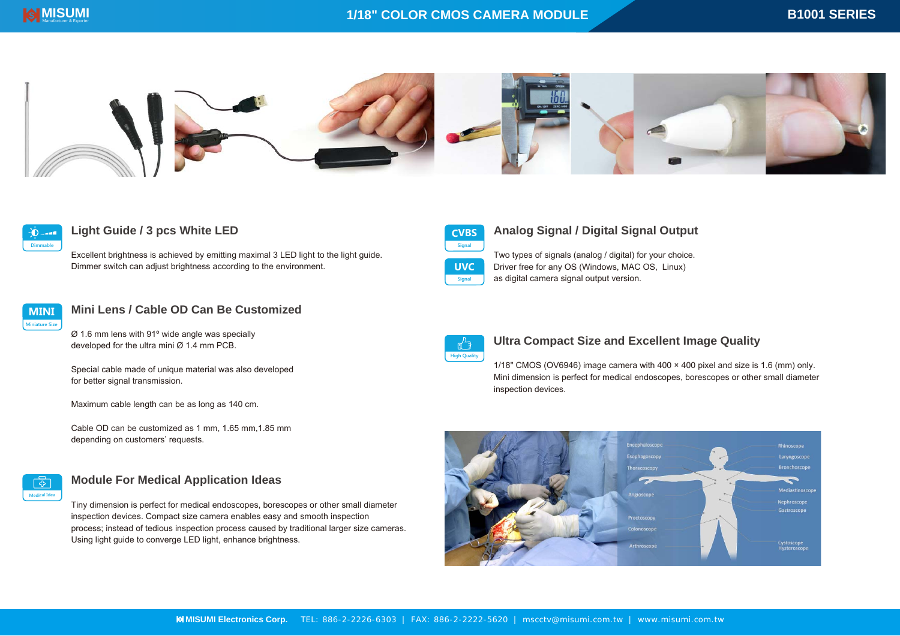# 1/18" COLOR CMOS CAMERA MODULE

## B1001 SERIES

### Light Guide / 3 pcs White LED

Excellent brightness is achieved by emitting maximal 3 LED light to the light guide. Dimmer switch can adjust brightness according to the environment.

### Mini Lens / Cable OD Can Be Customized

Ø 1.6 mm lens with 91º wide angle was specially developed for the ultra mini Ø 1.4 mm PCB.

Special cable made of unique material was also developed for better signal transmission.

Maximum cable length can be as long as 140 cm.

Cable OD can be customized as 1 mm, 1.65 mm,1.85 mm depending on customers' requests.

### Module For Medical Application Ideas

Tiny dimension is perfect for medical endoscopes, borescopes or other small diameter inspection devices. Compact size camera enables easy and smooth inspection process; instead of tedious inspection process caused by traditional larger size cameras. Using light guide to converge LED light, enhance brightness.

### Analog Signal / Digital Signal Output

Two types of signals (analog / digital) for your choice. Driver free for any OS (Windows, MAC OS, Linux) as digital camera signal output version.

### Ultra Compact Size and Excellent Image Quality

1/18" CMOS (OV6946) image camera with 400 × 400 pixel and size is 1.6 (mm) only. Mini dimension is perfect for medical endoscopes, borescopes or other small diameter inspection devices.

Encephaloscope
Esophagoscopy
Thoracoscopy
Angioscope
Proctoscopy
Colonoscope
Arthroscope
Rhinoscope
Laryngoscope
Bronchoscope
Mediastinoscope
Nephroscope
Gastroscope
Cystoscope
Hysteroscope

**MISUMI Electronics Corp.** TEL: 886-2-2226-6303 | FAX: 886-2-2222-5620 | mscctv@misumi.com.tw | www.misumi.com.tw